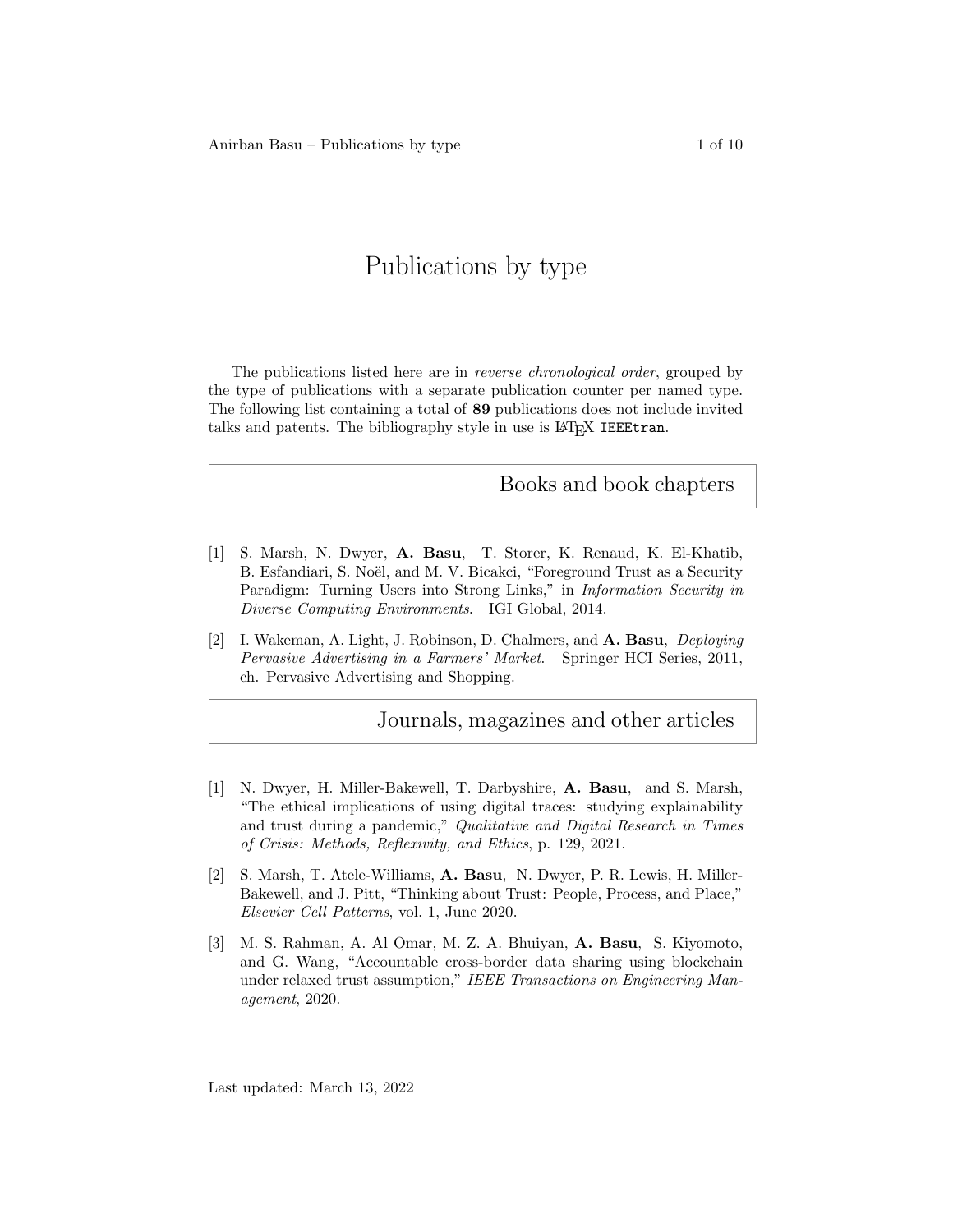# Publications by type

The publications listed here are in *reverse chronological order*, grouped by the type of publications with a separate publication counter per named type. The following list containing a total of **89** publications does not include invited talks and patents. The bibliography style in use is LaTeX `IEEEtran`.

## Books and book chapters

[1] S. Marsh, N. Dwyer, **A. Basu**, T. Storer, K. Renaud, K. El-Khatib, B. Esfandiari, S. Noël, and M. V. Bicakci, "Foreground Trust as a Security Paradigm: Turning Users into Strong Links," in *Information Security in Diverse Computing Environments*. IGI Global, 2014.

[2] I. Wakeman, A. Light, J. Robinson, D. Chalmers, and **A. Basu**, *Deploying Pervasive Advertising in a Farmers' Market*. Springer HCI Series, 2011, ch. Pervasive Advertising and Shopping.

## Journals, magazines and other articles

[1] N. Dwyer, H. Miller-Bakewell, T. Darbyshire, **A. Basu**, and S. Marsh, "The ethical implications of using digital traces: studying explainability and trust during a pandemic," *Qualitative and Digital Research in Times of Crisis: Methods, Reflexivity, and Ethics*, p. 129, 2021.

[2] S. Marsh, T. Atele-Williams, **A. Basu**, N. Dwyer, P. R. Lewis, H. Miller-Bakewell, and J. Pitt, "Thinking about Trust: People, Process, and Place," *Elsevier Cell Patterns*, vol. 1, June 2020.

[3] M. S. Rahman, A. Al Omar, M. Z. A. Bhuiyan, **A. Basu**, S. Kiyomoto, and G. Wang, "Accountable cross-border data sharing using blockchain under relaxed trust assumption," *IEEE Transactions on Engineering Management*, 2020.

Last updated: March 13, 2022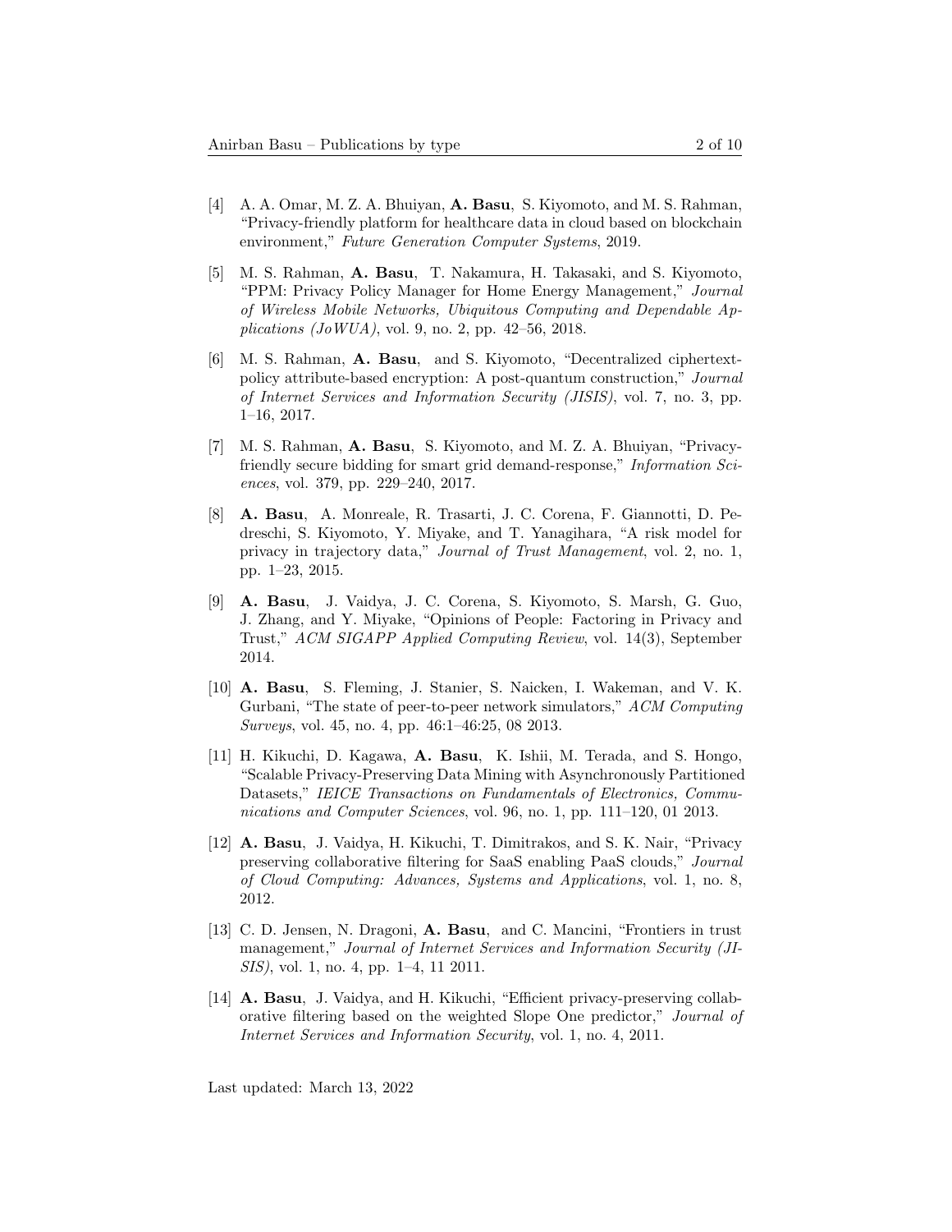[4] A. A. Omar, M. Z. A. Bhuiyan, **A. Basu**, S. Kiyomoto, and M. S. Rahman, "Privacy-friendly platform for healthcare data in cloud based on blockchain environment," *Future Generation Computer Systems*, 2019.

[5] M. S. Rahman, **A. Basu**, T. Nakamura, H. Takasaki, and S. Kiyomoto, "PPM: Privacy Policy Manager for Home Energy Management," *Journal of Wireless Mobile Networks, Ubiquitous Computing and Dependable Applications (JoWUA)*, vol. 9, no. 2, pp. 42–56, 2018.

[6] M. S. Rahman, **A. Basu**, and S. Kiyomoto, "Decentralized ciphertext-policy attribute-based encryption: A post-quantum construction," *Journal of Internet Services and Information Security (JISIS)*, vol. 7, no. 3, pp. 1–16, 2017.

[7] M. S. Rahman, **A. Basu**, S. Kiyomoto, and M. Z. A. Bhuiyan, "Privacy-friendly secure bidding for smart grid demand-response," *Information Sciences*, vol. 379, pp. 229–240, 2017.

[8] **A. Basu**, A. Monreale, R. Trasarti, J. C. Corena, F. Giannotti, D. Pedreschi, S. Kiyomoto, Y. Miyake, and T. Yanagihara, "A risk model for privacy in trajectory data," *Journal of Trust Management*, vol. 2, no. 1, pp. 1–23, 2015.

[9] **A. Basu**, J. Vaidya, J. C. Corena, S. Kiyomoto, S. Marsh, G. Guo, J. Zhang, and Y. Miyake, "Opinions of People: Factoring in Privacy and Trust," *ACM SIGAPP Applied Computing Review*, vol. 14(3), September 2014.

[10] **A. Basu**, S. Fleming, J. Stanier, S. Naicken, I. Wakeman, and V. K. Gurbani, "The state of peer-to-peer network simulators," *ACM Computing Surveys*, vol. 45, no. 4, pp. 46:1–46:25, 08 2013.

[11] H. Kikuchi, D. Kagawa, **A. Basu**, K. Ishii, M. Terada, and S. Hongo, "Scalable Privacy-Preserving Data Mining with Asynchronously Partitioned Datasets," *IEICE Transactions on Fundamentals of Electronics, Communications and Computer Sciences*, vol. 96, no. 1, pp. 111–120, 01 2013.

[12] **A. Basu**, J. Vaidya, H. Kikuchi, T. Dimitrakos, and S. K. Nair, "Privacy preserving collaborative filtering for SaaS enabling PaaS clouds," *Journal of Cloud Computing: Advances, Systems and Applications*, vol. 1, no. 8, 2012.

[13] C. D. Jensen, N. Dragoni, **A. Basu**, and C. Mancini, "Frontiers in trust management," *Journal of Internet Services and Information Security (JISIS)*, vol. 1, no. 4, pp. 1–4, 11 2011.

[14] **A. Basu**, J. Vaidya, and H. Kikuchi, "Efficient privacy-preserving collaborative filtering based on the weighted Slope One predictor," *Journal of Internet Services and Information Security*, vol. 1, no. 4, 2011.

Last updated: March 13, 2022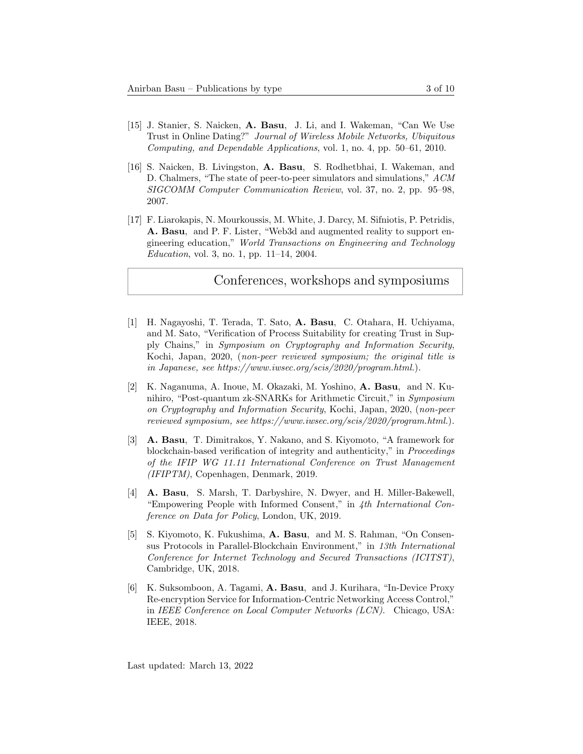[15] J. Stanier, S. Naicken, **A. Basu**, J. Li, and I. Wakeman, "Can We Use Trust in Online Dating?" *Journal of Wireless Mobile Networks, Ubiquitous Computing, and Dependable Applications*, vol. 1, no. 4, pp. 50–61, 2010.

[16] S. Naicken, B. Livingston, **A. Basu**, S. Rodhetbhai, I. Wakeman, and D. Chalmers, "The state of peer-to-peer simulators and simulations," *ACM SIGCOMM Computer Communication Review*, vol. 37, no. 2, pp. 95–98, 2007.

[17] F. Liarokapis, N. Mourkoussis, M. White, J. Darcy, M. Sifniotis, P. Petridis, **A. Basu**, and P. F. Lister, "Web3d and augmented reality to support engineering education," *World Transactions on Engineering and Technology Education*, vol. 3, no. 1, pp. 11–14, 2004.

## Conferences, workshops and symposiums

[1] H. Nagayoshi, T. Terada, T. Sato, **A. Basu**, C. Otahara, H. Uchiyama, and M. Sato, "Verification of Process Suitability for creating Trust in Supply Chains," in *Symposium on Cryptography and Information Security*, Kochi, Japan, 2020, (*non-peer reviewed symposium; the original title is in Japanese, see https://www.iwsec.org/scis/2020/program.html.*).

[2] K. Naganuma, A. Inoue, M. Okazaki, M. Yoshino, **A. Basu**, and N. Kunihiro, "Post-quantum zk-SNARKs for Arithmetic Circuit," in *Symposium on Cryptography and Information Security*, Kochi, Japan, 2020, (*non-peer reviewed symposium, see https://www.iwsec.org/scis/2020/program.html.*).

[3] **A. Basu**, T. Dimitrakos, Y. Nakano, and S. Kiyomoto, "A framework for blockchain-based verification of integrity and authenticity," in *Proceedings of the IFIP WG 11.11 International Conference on Trust Management (IFIPTM)*, Copenhagen, Denmark, 2019.

[4] **A. Basu**, S. Marsh, T. Darbyshire, N. Dwyer, and H. Miller-Bakewell, "Empowering People with Informed Consent," in *4th International Conference on Data for Policy*, London, UK, 2019.

[5] S. Kiyomoto, K. Fukushima, **A. Basu**, and M. S. Rahman, "On Consensus Protocols in Parallel-Blockchain Environment," in *13th International Conference for Internet Technology and Secured Transactions (ICITST)*, Cambridge, UK, 2018.

[6] K. Suksomboon, A. Tagami, **A. Basu**, and J. Kurihara, "In-Device Proxy Re-encryption Service for Information-Centric Networking Access Control," in *IEEE Conference on Local Computer Networks (LCN)*. Chicago, USA: IEEE, 2018.

Last updated: March 13, 2022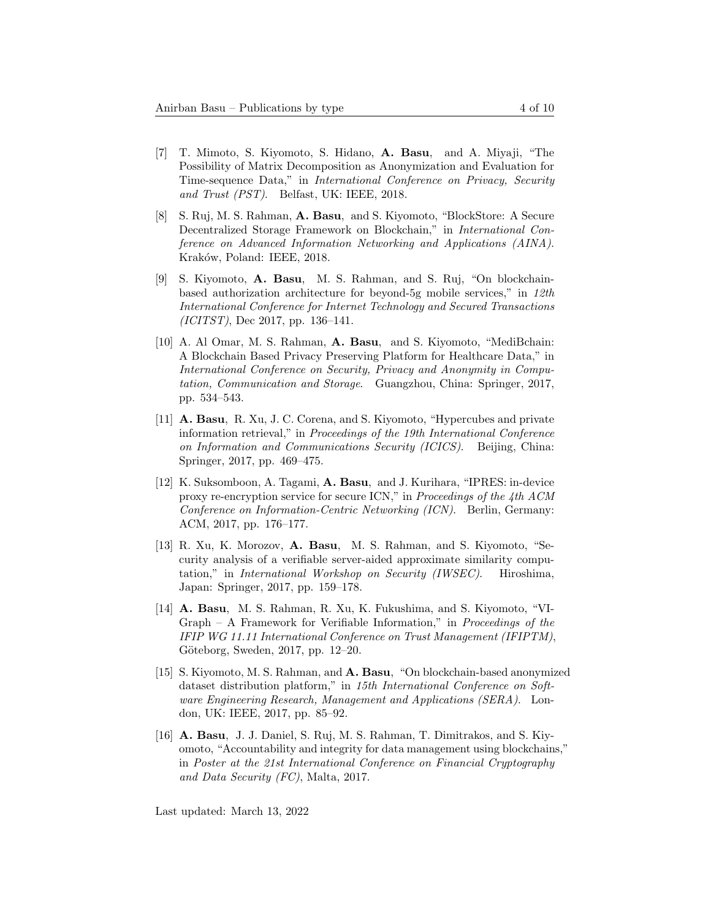[7] T. Mimoto, S. Kiyomoto, S. Hidano, **A. Basu**, and A. Miyaji, "The Possibility of Matrix Decomposition as Anonymization and Evaluation for Time-sequence Data," in *International Conference on Privacy, Security and Trust (PST)*. Belfast, UK: IEEE, 2018.

[8] S. Ruj, M. S. Rahman, **A. Basu**, and S. Kiyomoto, "BlockStore: A Secure Decentralized Storage Framework on Blockchain," in *International Conference on Advanced Information Networking and Applications (AINA)*. Kraków, Poland: IEEE, 2018.

[9] S. Kiyomoto, **A. Basu**, M. S. Rahman, and S. Ruj, "On blockchain-based authorization architecture for beyond-5g mobile services," in *12th International Conference for Internet Technology and Secured Transactions (ICITST)*, Dec 2017, pp. 136–141.

[10] A. Al Omar, M. S. Rahman, **A. Basu**, and S. Kiyomoto, "MediBchain: A Blockchain Based Privacy Preserving Platform for Healthcare Data," in *International Conference on Security, Privacy and Anonymity in Computation, Communication and Storage*. Guangzhou, China: Springer, 2017, pp. 534–543.

[11] **A. Basu**, R. Xu, J. C. Corena, and S. Kiyomoto, "Hypercubes and private information retrieval," in *Proceedings of the 19th International Conference on Information and Communications Security (ICICS)*. Beijing, China: Springer, 2017, pp. 469–475.

[12] K. Suksomboon, A. Tagami, **A. Basu**, and J. Kurihara, "IPRES: in-device proxy re-encryption service for secure ICN," in *Proceedings of the 4th ACM Conference on Information-Centric Networking (ICN)*. Berlin, Germany: ACM, 2017, pp. 176–177.

[13] R. Xu, K. Morozov, **A. Basu**, M. S. Rahman, and S. Kiyomoto, "Security analysis of a verifiable server-aided approximate similarity computation," in *International Workshop on Security (IWSEC)*. Hiroshima, Japan: Springer, 2017, pp. 159–178.

[14] **A. Basu**, M. S. Rahman, R. Xu, K. Fukushima, and S. Kiyomoto, "VI-Graph – A Framework for Verifiable Information," in *Proceedings of the IFIP WG 11.11 International Conference on Trust Management (IFIPTM)*, Göteborg, Sweden, 2017, pp. 12–20.

[15] S. Kiyomoto, M. S. Rahman, and **A. Basu**, "On blockchain-based anonymized dataset distribution platform," in *15th International Conference on Software Engineering Research, Management and Applications (SERA)*. London, UK: IEEE, 2017, pp. 85–92.

[16] **A. Basu**, J. J. Daniel, S. Ruj, M. S. Rahman, T. Dimitrakos, and S. Kiyomoto, "Accountability and integrity for data management using blockchains," in *Poster at the 21st International Conference on Financial Cryptography and Data Security (FC)*, Malta, 2017.

Last updated: March 13, 2022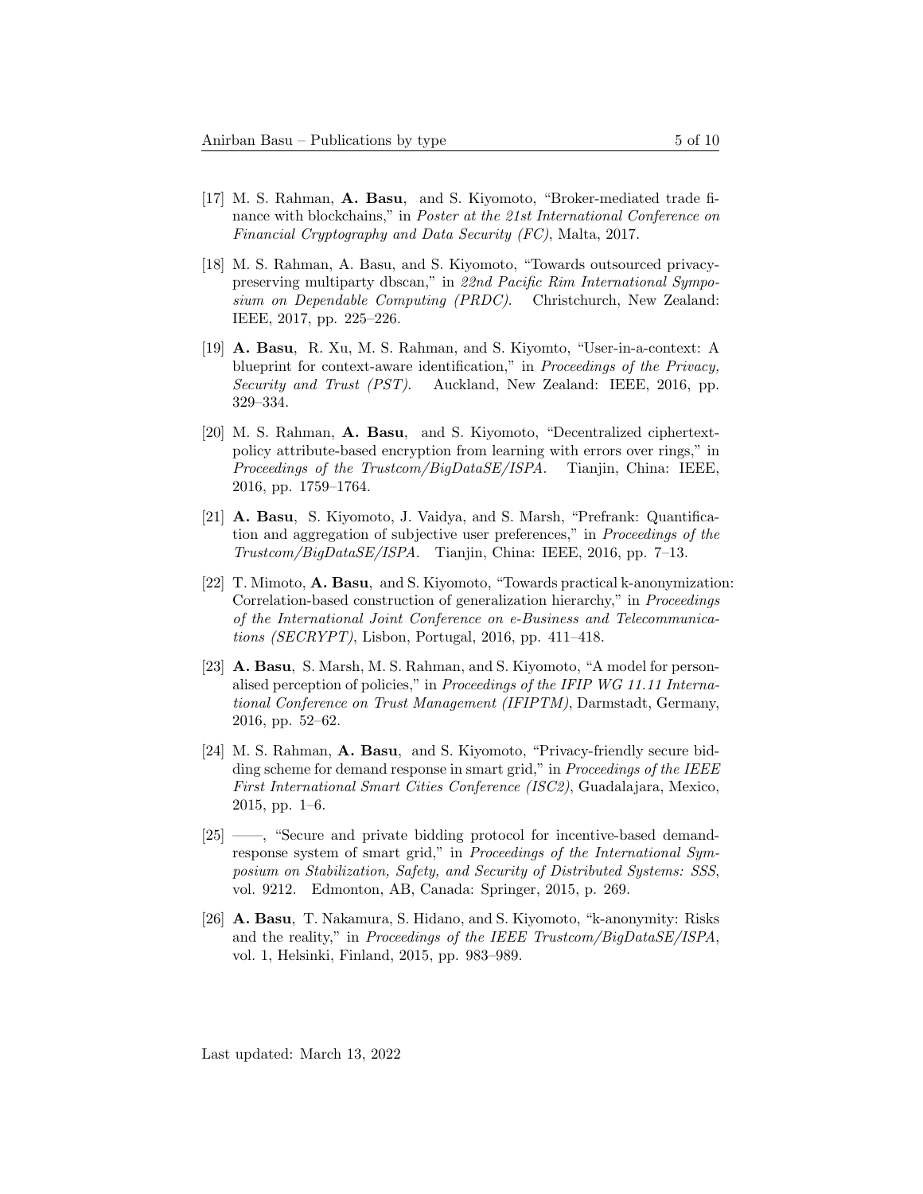[17] M. S. Rahman, **A. Basu**, and S. Kiyomoto, "Broker-mediated trade finance with blockchains," in *Poster at the 21st International Conference on Financial Cryptography and Data Security (FC)*, Malta, 2017.

[18] M. S. Rahman, A. Basu, and S. Kiyomoto, "Towards outsourced privacy-preserving multiparty dbscan," in *22nd Pacific Rim International Symposium on Dependable Computing (PRDC)*. Christchurch, New Zealand: IEEE, 2017, pp. 225–226.

[19] **A. Basu**, R. Xu, M. S. Rahman, and S. Kiyomto, "User-in-a-context: A blueprint for context-aware identification," in *Proceedings of the Privacy, Security and Trust (PST)*. Auckland, New Zealand: IEEE, 2016, pp. 329–334.

[20] M. S. Rahman, **A. Basu**, and S. Kiyomoto, "Decentralized ciphertext-policy attribute-based encryption from learning with errors over rings," in *Proceedings of the Trustcom/BigDataSE/ISPA*. Tianjin, China: IEEE, 2016, pp. 1759–1764.

[21] **A. Basu**, S. Kiyomoto, J. Vaidya, and S. Marsh, "Prefrank: Quantification and aggregation of subjective user preferences," in *Proceedings of the Trustcom/BigDataSE/ISPA*. Tianjin, China: IEEE, 2016, pp. 7–13.

[22] T. Mimoto, **A. Basu**, and S. Kiyomoto, "Towards practical k-anonymization: Correlation-based construction of generalization hierarchy," in *Proceedings of the International Joint Conference on e-Business and Telecommunications (SECRYPT)*, Lisbon, Portugal, 2016, pp. 411–418.

[23] **A. Basu**, S. Marsh, M. S. Rahman, and S. Kiyomoto, "A model for personalised perception of policies," in *Proceedings of the IFIP WG 11.11 International Conference on Trust Management (IFIPTM)*, Darmstadt, Germany, 2016, pp. 52–62.

[24] M. S. Rahman, **A. Basu**, and S. Kiyomoto, "Privacy-friendly secure bidding scheme for demand response in smart grid," in *Proceedings of the IEEE First International Smart Cities Conference (ISC2)*, Guadalajara, Mexico, 2015, pp. 1–6.

[25] ——, "Secure and private bidding protocol for incentive-based demand-response system of smart grid," in *Proceedings of the International Symposium on Stabilization, Safety, and Security of Distributed Systems: SSS*, vol. 9212. Edmonton, AB, Canada: Springer, 2015, p. 269.

[26] **A. Basu**, T. Nakamura, S. Hidano, and S. Kiyomoto, "k-anonymity: Risks and the reality," in *Proceedings of the IEEE Trustcom/BigDataSE/ISPA*, vol. 1, Helsinki, Finland, 2015, pp. 983–989.

Last updated: March 13, 2022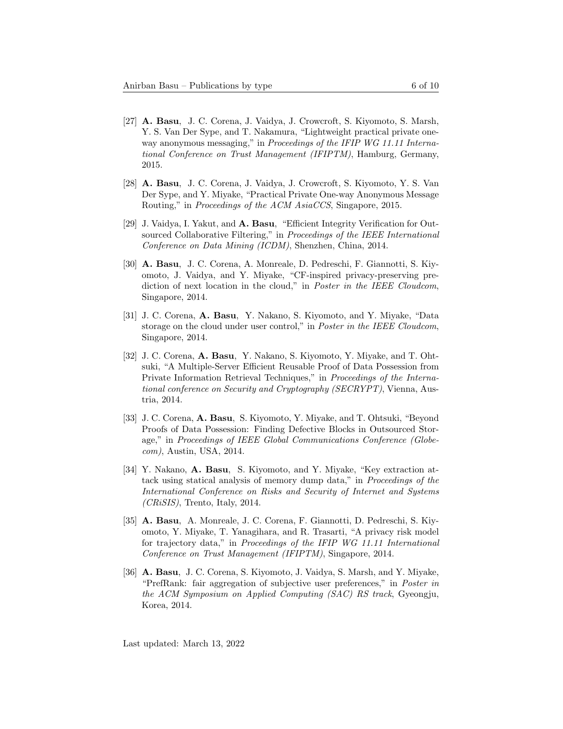[27] **A. Basu**, J. C. Corena, J. Vaidya, J. Crowcroft, S. Kiyomoto, S. Marsh, Y. S. Van Der Sype, and T. Nakamura, "Lightweight practical private one-way anonymous messaging," in *Proceedings of the IFIP WG 11.11 International Conference on Trust Management (IFIPTM)*, Hamburg, Germany, 2015.

[28] **A. Basu**, J. C. Corena, J. Vaidya, J. Crowcroft, S. Kiyomoto, Y. S. Van Der Sype, and Y. Miyake, "Practical Private One-way Anonymous Message Routing," in *Proceedings of the ACM AsiaCCS*, Singapore, 2015.

[29] J. Vaidya, I. Yakut, and **A. Basu**, "Efficient Integrity Verification for Outsourced Collaborative Filtering," in *Proceedings of the IEEE International Conference on Data Mining (ICDM)*, Shenzhen, China, 2014.

[30] **A. Basu**, J. C. Corena, A. Monreale, D. Pedreschi, F. Giannotti, S. Kiyomoto, J. Vaidya, and Y. Miyake, "CF-inspired privacy-preserving prediction of next location in the cloud," in *Poster in the IEEE Cloudcom*, Singapore, 2014.

[31] J. C. Corena, **A. Basu**, Y. Nakano, S. Kiyomoto, and Y. Miyake, "Data storage on the cloud under user control," in *Poster in the IEEE Cloudcom*, Singapore, 2014.

[32] J. C. Corena, **A. Basu**, Y. Nakano, S. Kiyomoto, Y. Miyake, and T. Ohtsuki, "A Multiple-Server Efficient Reusable Proof of Data Possession from Private Information Retrieval Techniques," in *Proceedings of the International conference on Security and Cryptography (SECRYPT)*, Vienna, Austria, 2014.

[33] J. C. Corena, **A. Basu**, S. Kiyomoto, Y. Miyake, and T. Ohtsuki, "Beyond Proofs of Data Possession: Finding Defective Blocks in Outsourced Storage," in *Proceedings of IEEE Global Communications Conference (Globecom)*, Austin, USA, 2014.

[34] Y. Nakano, **A. Basu**, S. Kiyomoto, and Y. Miyake, "Key extraction attack using statical analysis of memory dump data," in *Proceedings of the International Conference on Risks and Security of Internet and Systems (CRiSIS)*, Trento, Italy, 2014.

[35] **A. Basu**, A. Monreale, J. C. Corena, F. Giannotti, D. Pedreschi, S. Kiyomoto, Y. Miyake, T. Yanagihara, and R. Trasarti, "A privacy risk model for trajectory data," in *Proceedings of the IFIP WG 11.11 International Conference on Trust Management (IFIPTM)*, Singapore, 2014.

[36] **A. Basu**, J. C. Corena, S. Kiyomoto, J. Vaidya, S. Marsh, and Y. Miyake, "PrefRank: fair aggregation of subjective user preferences," in *Poster in the ACM Symposium on Applied Computing (SAC) RS track*, Gyeongju, Korea, 2014.

Last updated: March 13, 2022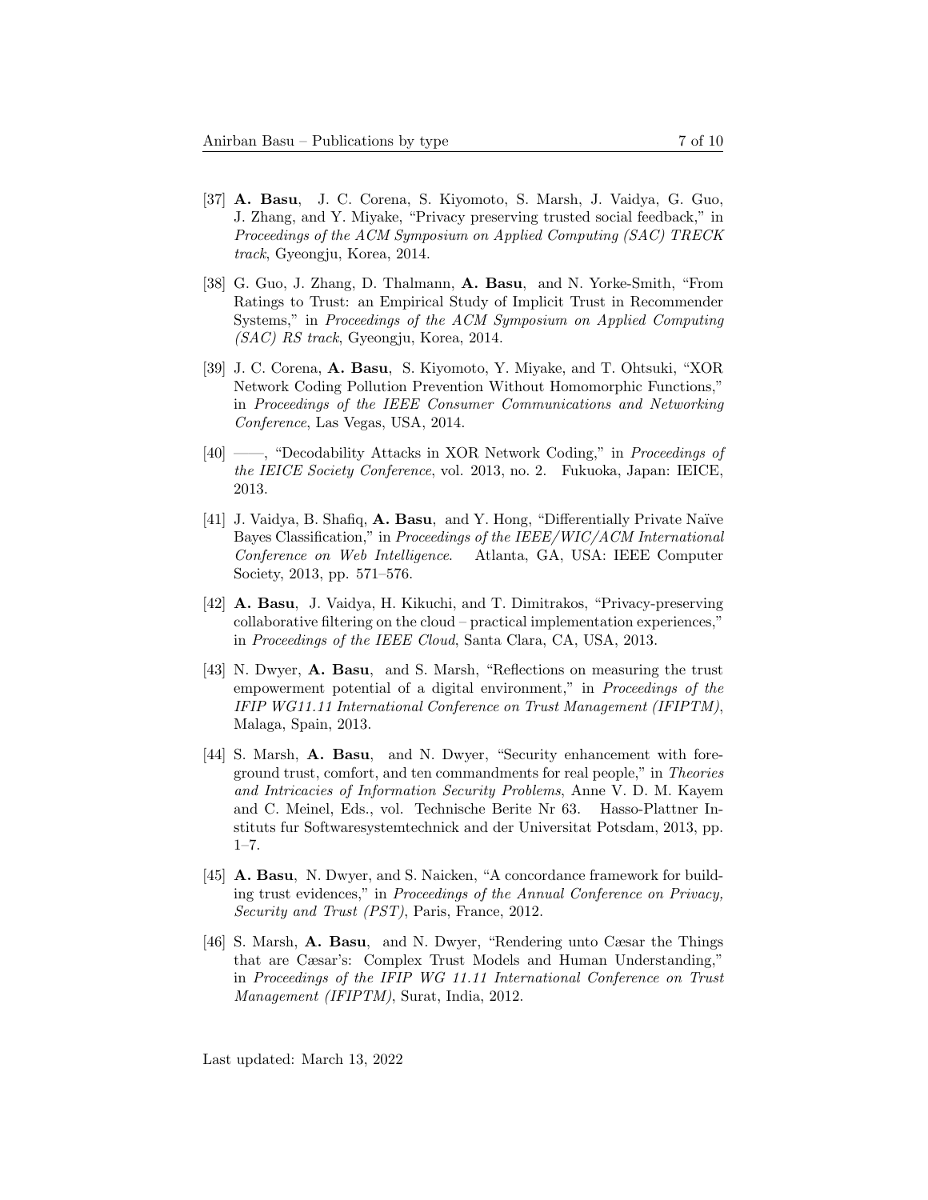[37] **A. Basu**, J. C. Corena, S. Kiyomoto, S. Marsh, J. Vaidya, G. Guo, J. Zhang, and Y. Miyake, "Privacy preserving trusted social feedback," in *Proceedings of the ACM Symposium on Applied Computing (SAC) TRECK track*, Gyeongju, Korea, 2014.

[38] G. Guo, J. Zhang, D. Thalmann, **A. Basu**, and N. Yorke-Smith, "From Ratings to Trust: an Empirical Study of Implicit Trust in Recommender Systems," in *Proceedings of the ACM Symposium on Applied Computing (SAC) RS track*, Gyeongju, Korea, 2014.

[39] J. C. Corena, **A. Basu**, S. Kiyomoto, Y. Miyake, and T. Ohtsuki, "XOR Network Coding Pollution Prevention Without Homomorphic Functions," in *Proceedings of the IEEE Consumer Communications and Networking Conference*, Las Vegas, USA, 2014.

[40] ——, "Decodability Attacks in XOR Network Coding," in *Proceedings of the IEICE Society Conference*, vol. 2013, no. 2. Fukuoka, Japan: IEICE, 2013.

[41] J. Vaidya, B. Shafiq, **A. Basu**, and Y. Hong, "Differentially Private Naïve Bayes Classification," in *Proceedings of the IEEE/WIC/ACM International Conference on Web Intelligence*. Atlanta, GA, USA: IEEE Computer Society, 2013, pp. 571–576.

[42] **A. Basu**, J. Vaidya, H. Kikuchi, and T. Dimitrakos, "Privacy-preserving collaborative filtering on the cloud – practical implementation experiences," in *Proceedings of the IEEE Cloud*, Santa Clara, CA, USA, 2013.

[43] N. Dwyer, **A. Basu**, and S. Marsh, "Reflections on measuring the trust empowerment potential of a digital environment," in *Proceedings of the IFIP WG11.11 International Conference on Trust Management (IFIPTM)*, Malaga, Spain, 2013.

[44] S. Marsh, **A. Basu**, and N. Dwyer, "Security enhancement with foreground trust, comfort, and ten commandments for real people," in *Theories and Intricacies of Information Security Problems*, Anne V. D. M. Kayem and C. Meinel, Eds., vol. Technische Berite Nr 63. Hasso-Plattner Instituts fur Softwaresystemtechnick and der Universitat Potsdam, 2013, pp. 1–7.

[45] **A. Basu**, N. Dwyer, and S. Naicken, "A concordance framework for building trust evidences," in *Proceedings of the Annual Conference on Privacy, Security and Trust (PST)*, Paris, France, 2012.

[46] S. Marsh, **A. Basu**, and N. Dwyer, "Rendering unto Cæsar the Things that are Cæsar's: Complex Trust Models and Human Understanding," in *Proceedings of the IFIP WG 11.11 International Conference on Trust Management (IFIPTM)*, Surat, India, 2012.

Last updated: March 13, 2022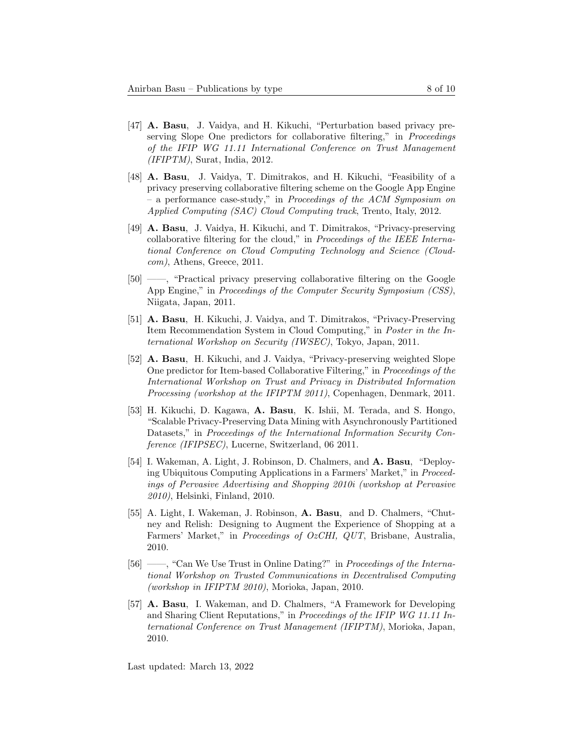[47] **A. Basu**, J. Vaidya, and H. Kikuchi, "Perturbation based privacy preserving Slope One predictors for collaborative filtering," in *Proceedings of the IFIP WG 11.11 International Conference on Trust Management (IFIPTM)*, Surat, India, 2012.

[48] **A. Basu**, J. Vaidya, T. Dimitrakos, and H. Kikuchi, "Feasibility of a privacy preserving collaborative filtering scheme on the Google App Engine – a performance case-study," in *Proceedings of the ACM Symposium on Applied Computing (SAC) Cloud Computing track*, Trento, Italy, 2012.

[49] **A. Basu**, J. Vaidya, H. Kikuchi, and T. Dimitrakos, "Privacy-preserving collaborative filtering for the cloud," in *Proceedings of the IEEE International Conference on Cloud Computing Technology and Science (Cloudcom)*, Athens, Greece, 2011.

[50] ——, "Practical privacy preserving collaborative filtering on the Google App Engine," in *Proceedings of the Computer Security Symposium (CSS)*, Niigata, Japan, 2011.

[51] **A. Basu**, H. Kikuchi, J. Vaidya, and T. Dimitrakos, "Privacy-Preserving Item Recommendation System in Cloud Computing," in *Poster in the International Workshop on Security (IWSEC)*, Tokyo, Japan, 2011.

[52] **A. Basu**, H. Kikuchi, and J. Vaidya, "Privacy-preserving weighted Slope One predictor for Item-based Collaborative Filtering," in *Proceedings of the International Workshop on Trust and Privacy in Distributed Information Processing (workshop at the IFIPTM 2011)*, Copenhagen, Denmark, 2011.

[53] H. Kikuchi, D. Kagawa, **A. Basu**, K. Ishii, M. Terada, and S. Hongo, "Scalable Privacy-Preserving Data Mining with Asynchronously Partitioned Datasets," in *Proceedings of the International Information Security Conference (IFIPSEC)*, Lucerne, Switzerland, 06 2011.

[54] I. Wakeman, A. Light, J. Robinson, D. Chalmers, and **A. Basu**, "Deploying Ubiquitous Computing Applications in a Farmers' Market," in *Proceedings of Pervasive Advertising and Shopping 2010i (workshop at Pervasive 2010)*, Helsinki, Finland, 2010.

[55] A. Light, I. Wakeman, J. Robinson, **A. Basu**, and D. Chalmers, "Chutney and Relish: Designing to Augment the Experience of Shopping at a Farmers' Market," in *Proceedings of OzCHI, QUT*, Brisbane, Australia, 2010.

[56] ——, "Can We Use Trust in Online Dating?" in *Proceedings of the International Workshop on Trusted Communications in Decentralised Computing (workshop in IFIPTM 2010)*, Morioka, Japan, 2010.

[57] **A. Basu**, I. Wakeman, and D. Chalmers, "A Framework for Developing and Sharing Client Reputations," in *Proceedings of the IFIP WG 11.11 International Conference on Trust Management (IFIPTM)*, Morioka, Japan, 2010.

Last updated: March 13, 2022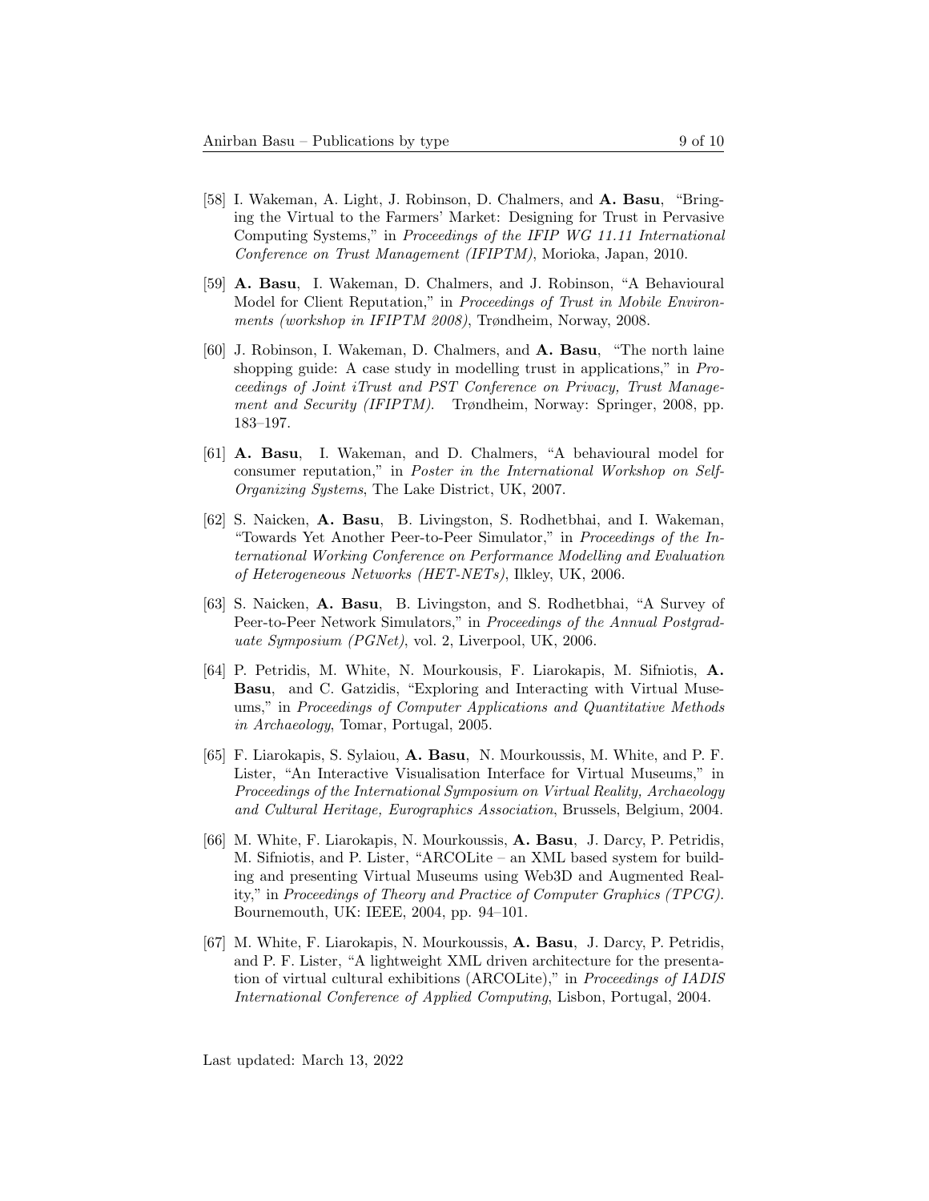[58] I. Wakeman, A. Light, J. Robinson, D. Chalmers, and **A. Basu**, "Bringing the Virtual to the Farmers' Market: Designing for Trust in Pervasive Computing Systems," in *Proceedings of the IFIP WG 11.11 International Conference on Trust Management (IFIPTM)*, Morioka, Japan, 2010.

[59] **A. Basu**, I. Wakeman, D. Chalmers, and J. Robinson, "A Behavioural Model for Client Reputation," in *Proceedings of Trust in Mobile Environments (workshop in IFIPTM 2008)*, Trøndheim, Norway, 2008.

[60] J. Robinson, I. Wakeman, D. Chalmers, and **A. Basu**, "The north laine shopping guide: A case study in modelling trust in applications," in *Proceedings of Joint iTrust and PST Conference on Privacy, Trust Management and Security (IFIPTM)*. Trøndheim, Norway: Springer, 2008, pp. 183–197.

[61] **A. Basu**, I. Wakeman, and D. Chalmers, "A behavioural model for consumer reputation," in *Poster in the International Workshop on Self-Organizing Systems*, The Lake District, UK, 2007.

[62] S. Naicken, **A. Basu**, B. Livingston, S. Rodhetbhai, and I. Wakeman, "Towards Yet Another Peer-to-Peer Simulator," in *Proceedings of the International Working Conference on Performance Modelling and Evaluation of Heterogeneous Networks (HET-NETs)*, Ilkley, UK, 2006.

[63] S. Naicken, **A. Basu**, B. Livingston, and S. Rodhetbhai, "A Survey of Peer-to-Peer Network Simulators," in *Proceedings of the Annual Postgraduate Symposium (PGNet)*, vol. 2, Liverpool, UK, 2006.

[64] P. Petridis, M. White, N. Mourkousis, F. Liarokapis, M. Sifniotis, **A. Basu**, and C. Gatzidis, "Exploring and Interacting with Virtual Museums," in *Proceedings of Computer Applications and Quantitative Methods in Archaeology*, Tomar, Portugal, 2005.

[65] F. Liarokapis, S. Sylaiou, **A. Basu**, N. Mourkoussis, M. White, and P. F. Lister, "An Interactive Visualisation Interface for Virtual Museums," in *Proceedings of the International Symposium on Virtual Reality, Archaeology and Cultural Heritage, Eurographics Association*, Brussels, Belgium, 2004.

[66] M. White, F. Liarokapis, N. Mourkoussis, **A. Basu**, J. Darcy, P. Petridis, M. Sifniotis, and P. Lister, "ARCOLite – an XML based system for building and presenting Virtual Museums using Web3D and Augmented Reality," in *Proceedings of Theory and Practice of Computer Graphics (TPCG)*. Bournemouth, UK: IEEE, 2004, pp. 94–101.

[67] M. White, F. Liarokapis, N. Mourkoussis, **A. Basu**, J. Darcy, P. Petridis, and P. F. Lister, "A lightweight XML driven architecture for the presentation of virtual cultural exhibitions (ARCOLite)," in *Proceedings of IADIS International Conference of Applied Computing*, Lisbon, Portugal, 2004.

Last updated: March 13, 2022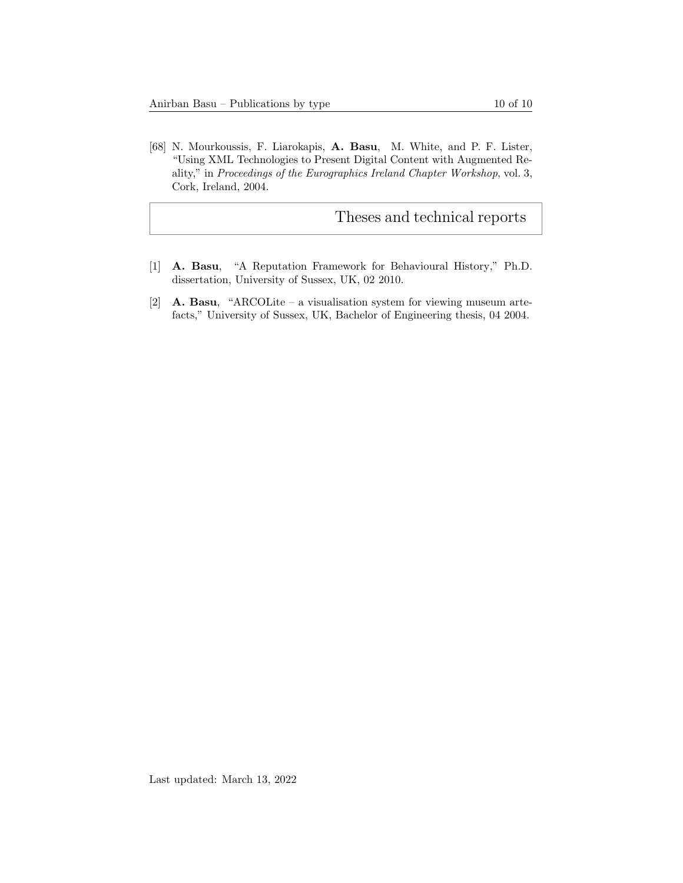[68] N. Mourkoussis, F. Liarokapis, **A. Basu**, M. White, and P. F. Lister, "Using XML Technologies to Present Digital Content with Augmented Reality," in *Proceedings of the Eurographics Ireland Chapter Workshop*, vol. 3, Cork, Ireland, 2004.

## Theses and technical reports

[1] **A. Basu**, "A Reputation Framework for Behavioural History," Ph.D. dissertation, University of Sussex, UK, 02 2010.

[2] **A. Basu**, "ARCOLite – a visualisation system for viewing museum artefacts," University of Sussex, UK, Bachelor of Engineering thesis, 04 2004.

Last updated: March 13, 2022